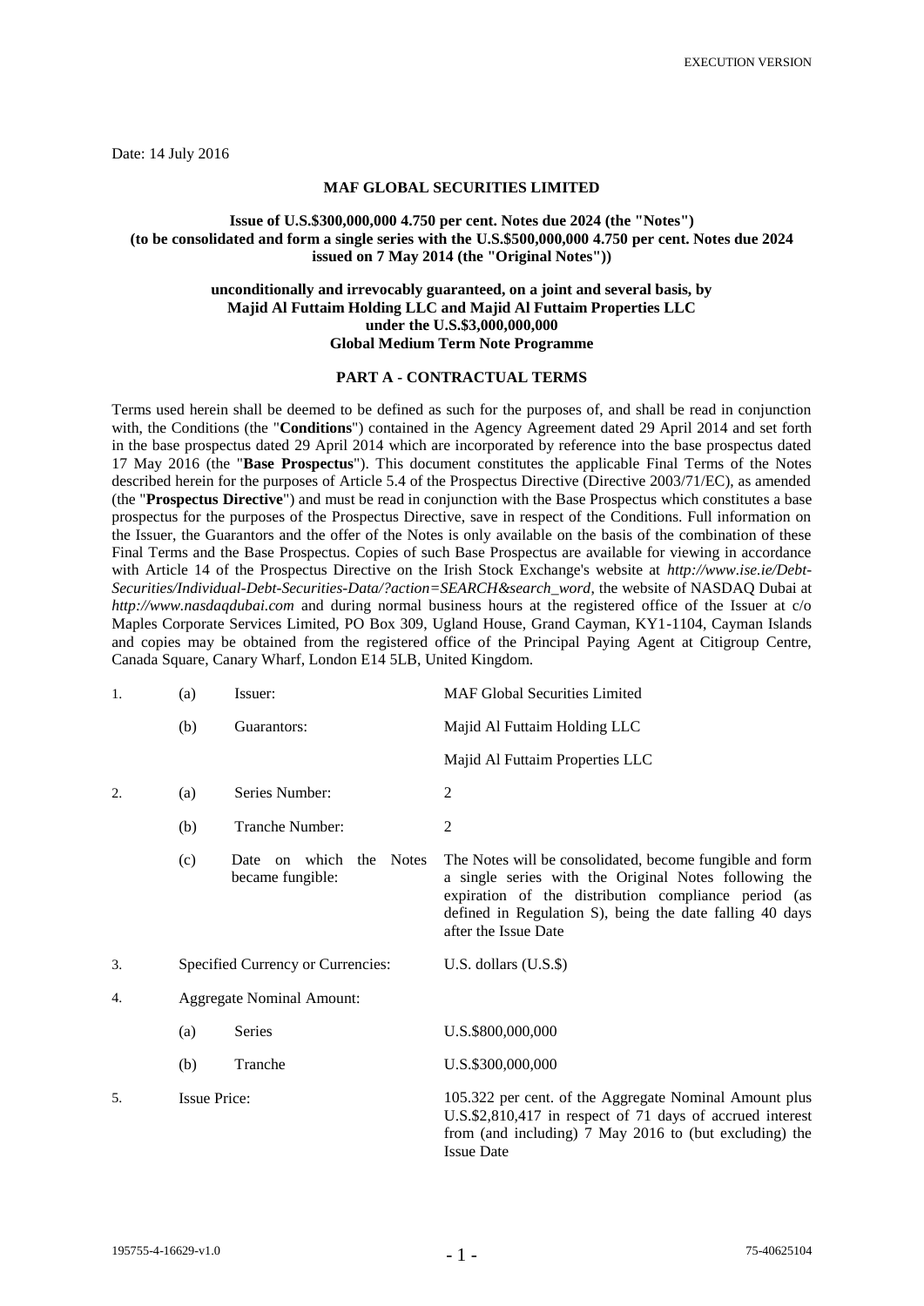EXECUTION VERSION

Date: 14 July 2016

**MAF GLOBAL SECURITIES LIMITED**

**Issue of U.S.$300,000,000 4.750 per cent. Notes due 2024 (the "Notes") (to be consolidated and form a single series with the U.S.$500,000,000 4.750 per cent. Notes due 2024 issued on 7 May 2014 (the "Original Notes"))**

**unconditionally and irrevocably guaranteed, on a joint and several basis, by Majid Al Futtaim Holding LLC and Majid Al Futtaim Properties LLC under the U.S.$3,000,000,000 Global Medium Term Note Programme**

## PART A - CONTRACTUAL TERMS

Terms used herein shall be deemed to be defined as such for the purposes of, and shall be read in conjunction with, the Conditions (the "**Conditions**") contained in the Agency Agreement dated 29 April 2014 and set forth in the base prospectus dated 29 April 2014 which are incorporated by reference into the base prospectus dated 17 May 2016 (the "**Base Prospectus**"). This document constitutes the applicable Final Terms of the Notes described herein for the purposes of Article 5.4 of the Prospectus Directive (Directive 2003/71/EC), as amended (the "**Prospectus Directive**") and must be read in conjunction with the Base Prospectus which constitutes a base prospectus for the purposes of the Prospectus Directive, save in respect of the Conditions. Full information on the Issuer, the Guarantors and the offer of the Notes is only available on the basis of the combination of these Final Terms and the Base Prospectus. Copies of such Base Prospectus are available for viewing in accordance with Article 14 of the Prospectus Directive on the Irish Stock Exchange's website at *http://www.ise.ie/Debt-Securities/Individual-Debt-Securities-Data/?action=SEARCH&search_word*, the website of NASDAQ Dubai at *http://www.nasdaqdubai.com* and during normal business hours at the registered office of the Issuer at c/o Maples Corporate Services Limited, PO Box 309, Ugland House, Grand Cayman, KY1-1104, Cayman Islands and copies may be obtained from the registered office of the Principal Paying Agent at Citigroup Centre, Canada Square, Canary Wharf, London E14 5LB, United Kingdom.

| | | | |
|---|---|---|---|
| 1. | (a) | Issuer: | MAF Global Securities Limited |
| | (b) | Guarantors: | Majid Al Futtaim Holding LLC<br>Majid Al Futtaim Properties LLC |
| 2. | (a) | Series Number: | 2 |
| | (b) | Tranche Number: | 2 |
| | (c) | Date on which the Notes became fungible: | The Notes will be consolidated, become fungible and form a single series with the Original Notes following the expiration of the distribution compliance period (as defined in Regulation S), being the date falling 40 days after the Issue Date |
| 3. | | Specified Currency or Currencies: | U.S. dollars (U.S.$) |
| 4. | | Aggregate Nominal Amount: | |
| | (a) | Series | U.S.$800,000,000 |
| | (b) | Tranche | U.S.$300,000,000 |
| 5. | | Issue Price: | 105.322 per cent. of the Aggregate Nominal Amount plus U.S.$2,810,417 in respect of 71 days of accrued interest from (and including) 7 May 2016 to (but excluding) the Issue Date |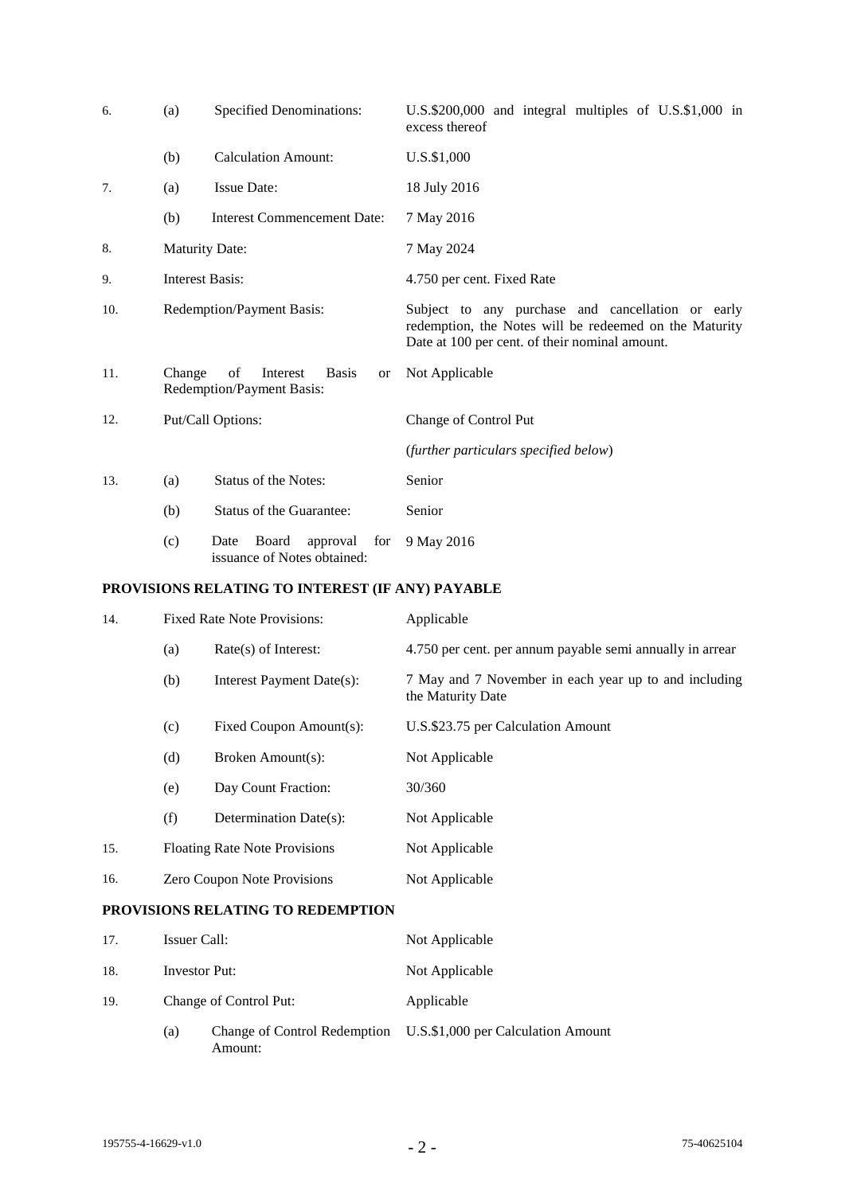| | | | |
|---|---|---|---|
| 6. | (a) | Specified Denominations: | U.S.$200,000 and integral multiples of U.S.$1,000 in excess thereof |
| | (b) | Calculation Amount: | U.S.$1,000 |
| 7. | (a) | Issue Date: | 18 July 2016 |
| | (b) | Interest Commencement Date: | 7 May 2016 |
| 8. | | Maturity Date: | 7 May 2024 |
| 9. | | Interest Basis: | 4.750 per cent. Fixed Rate |
| 10. | | Redemption/Payment Basis: | Subject to any purchase and cancellation or early redemption, the Notes will be redeemed on the Maturity Date at 100 per cent. of their nominal amount. |
| 11. | | Change of Interest Basis or Redemption/Payment Basis: | Not Applicable |
| 12. | | Put/Call Options: | Change of Control Put<br>(*further particulars specified below*) |
| 13. | (a) | Status of the Notes: | Senior |
| | (b) | Status of the Guarantee: | Senior |
| | (c) | Date Board approval for issuance of Notes obtained: | 9 May 2016 |

**PROVISIONS RELATING TO INTEREST (IF ANY) PAYABLE**

| | | | |
|---|---|---|---|
| 14. | | Fixed Rate Note Provisions: | Applicable |
| | (a) | Rate(s) of Interest: | 4.750 per cent. per annum payable semi annually in arrear |
| | (b) | Interest Payment Date(s): | 7 May and 7 November in each year up to and including the Maturity Date |
| | (c) | Fixed Coupon Amount(s): | U.S.$23.75 per Calculation Amount |
| | (d) | Broken Amount(s): | Not Applicable |
| | (e) | Day Count Fraction: | 30/360 |
| | (f) | Determination Date(s): | Not Applicable |
| 15. | | Floating Rate Note Provisions | Not Applicable |
| 16. | | Zero Coupon Note Provisions | Not Applicable |

**PROVISIONS RELATING TO REDEMPTION**

| | | | |
|---|---|---|---|
| 17. | | Issuer Call: | Not Applicable |
| 18. | | Investor Put: | Not Applicable |
| 19. | | Change of Control Put: | Applicable |
| | (a) | Change of Control Redemption Amount: | U.S.$1,000 per Calculation Amount |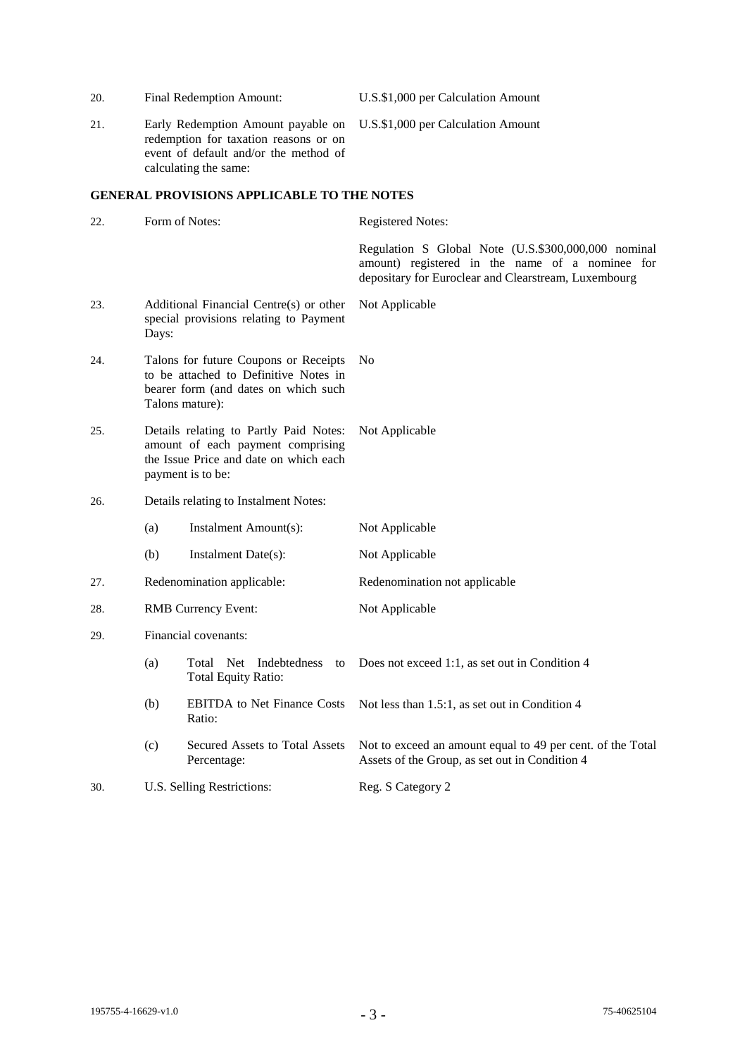| | | |
|---|---|---|
| 20. | Final Redemption Amount: | U.S.$1,000 per Calculation Amount |
| 21. | Early Redemption Amount payable on redemption for taxation reasons or on event of default and/or the method of calculating the same: | U.S.$1,000 per Calculation Amount |

**GENERAL PROVISIONS APPLICABLE TO THE NOTES**

| | | | |
|---|---|---|---|
| 22. | Form of Notes: | | Registered Notes: |
| | | | Regulation S Global Note (U.S.$300,000,000 nominal amount) registered in the name of a nominee for depositary for Euroclear and Clearstream, Luxembourg |
| 23. | Additional Financial Centre(s) or other special provisions relating to Payment Days: | | Not Applicable |
| 24. | Talons for future Coupons or Receipts to be attached to Definitive Notes in bearer form (and dates on which such Talons mature): | | No |
| 25. | Details relating to Partly Paid Notes: amount of each payment comprising the Issue Price and date on which each payment is to be: | | Not Applicable |
| 26. | Details relating to Instalment Notes: | | |
| | (a) | Instalment Amount(s): | Not Applicable |
| | (b) | Instalment Date(s): | Not Applicable |
| 27. | Redenomination applicable: | | Redenomination not applicable |
| 28. | RMB Currency Event: | | Not Applicable |
| 29. | Financial covenants: | | |
| | (a) | Total Net Indebtedness to Total Equity Ratio: | Does not exceed 1:1, as set out in Condition 4 |
| | (b) | EBITDA to Net Finance Costs Ratio: | Not less than 1.5:1, as set out in Condition 4 |
| | (c) | Secured Assets to Total Assets Percentage: | Not to exceed an amount equal to 49 per cent. of the Total Assets of the Group, as set out in Condition 4 |
| 30. | U.S. Selling Restrictions: | | Reg. S Category 2 |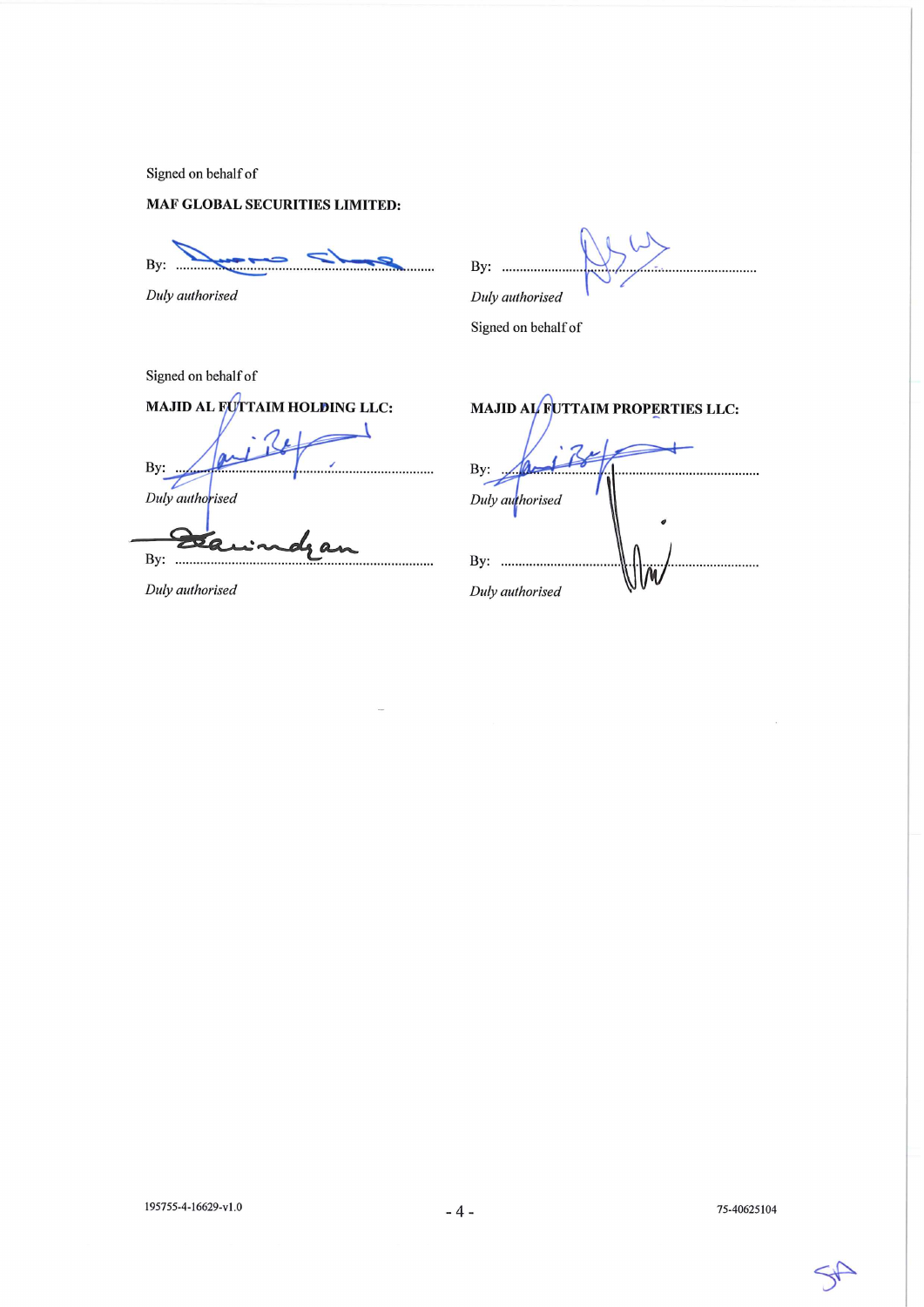Signed on behalf of

**MAF GLOBAL SECURITIES LIMITED:**

By: .............................................................

*Duly authorised*

By: .............................................................

*Duly authorised*

Signed on behalf of

**MAJID AL FUTTAIM HOLDING LLC:**

By: .............................................................

*Duly authorised*

By: .............................................................

*Duly authorised*

Signed on behalf of

**MAJID AL FUTTAIM PROPERTIES LLC:**

By: .............................................................

*Duly authorised*

By: .............................................................

*Duly authorised*

195755-4-16629-v1.0 75-40625104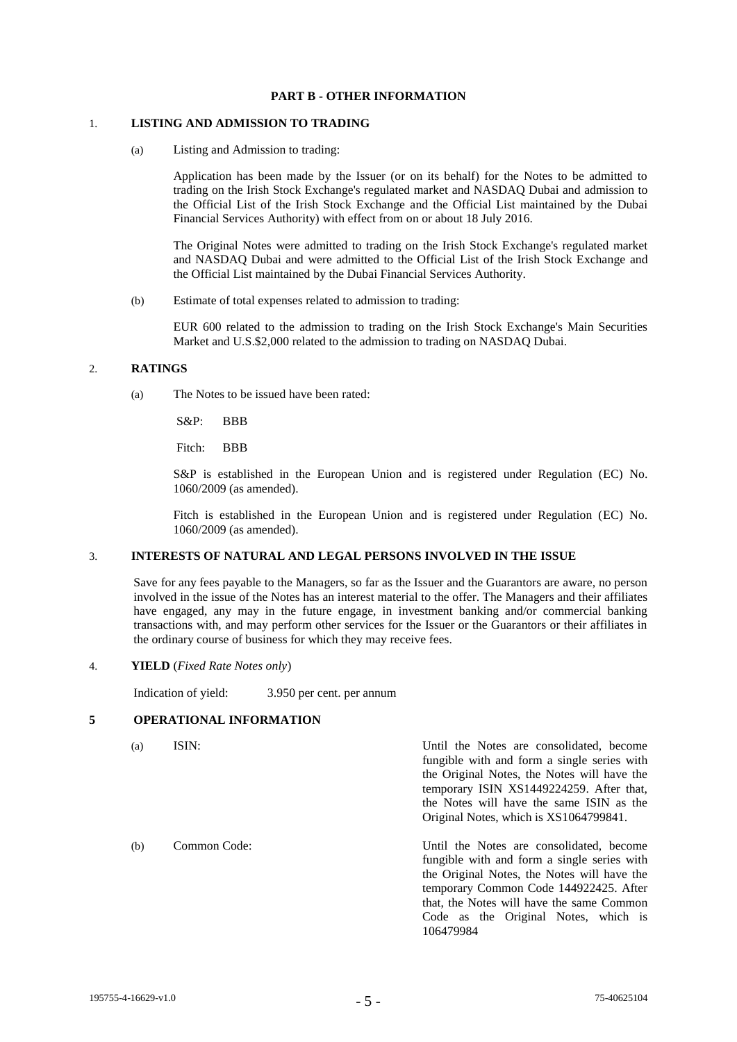## PART B - OTHER INFORMATION

### 1. LISTING AND ADMISSION TO TRADING

(a) Listing and Admission to trading:

Application has been made by the Issuer (or on its behalf) for the Notes to be admitted to trading on the Irish Stock Exchange's regulated market and NASDAQ Dubai and admission to the Official List of the Irish Stock Exchange and the Official List maintained by the Dubai Financial Services Authority) with effect from on or about 18 July 2016.

The Original Notes were admitted to trading on the Irish Stock Exchange's regulated market and NASDAQ Dubai and were admitted to the Official List of the Irish Stock Exchange and the Official List maintained by the Dubai Financial Services Authority.

(b) Estimate of total expenses related to admission to trading:

EUR 600 related to the admission to trading on the Irish Stock Exchange's Main Securities Market and U.S.$2,000 related to the admission to trading on NASDAQ Dubai.

### 2. RATINGS

(a) The Notes to be issued have been rated:

S&P: BBB

Fitch: BBB

S&P is established in the European Union and is registered under Regulation (EC) No. 1060/2009 (as amended).

Fitch is established in the European Union and is registered under Regulation (EC) No. 1060/2009 (as amended).

### 3. INTERESTS OF NATURAL AND LEGAL PERSONS INVOLVED IN THE ISSUE

Save for any fees payable to the Managers, so far as the Issuer and the Guarantors are aware, no person involved in the issue of the Notes has an interest material to the offer. The Managers and their affiliates have engaged, any may in the future engage, in investment banking and/or commercial banking transactions with, and may perform other services for the Issuer or the Guarantors or their affiliates in the ordinary course of business for which they may receive fees.

### 4. YIELD (*Fixed Rate Notes only*)

Indication of yield: 3.950 per cent. per annum

### 5 OPERATIONAL INFORMATION

(a) ISIN: Until the Notes are consolidated, become fungible with and form a single series with the Original Notes, the Notes will have the temporary ISIN XS1449224259. After that, the Notes will have the same ISIN as the Original Notes, which is XS1064799841.

(b) Common Code: Until the Notes are consolidated, become fungible with and form a single series with the Original Notes, the Notes will have the temporary Common Code 144922425. After that, the Notes will have the same Common Code as the Original Notes, which is 106479984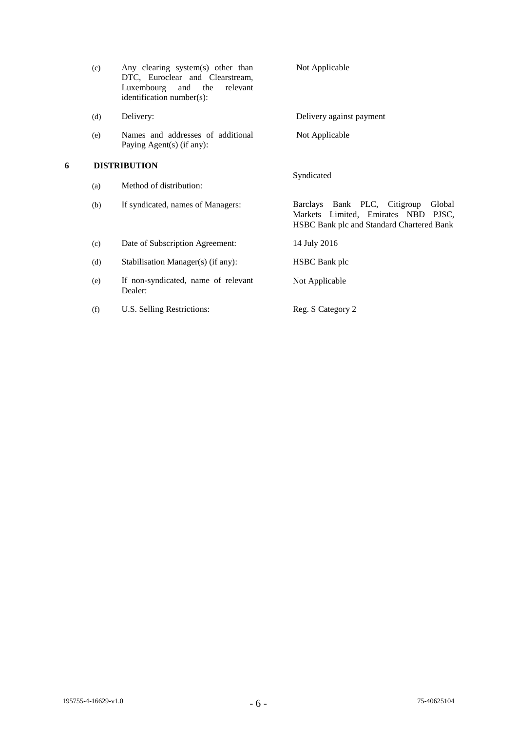| | | |
|---|---|---|
| (c) | Any clearing system(s) other than DTC, Euroclear and Clearstream, Luxembourg and the relevant identification number(s): | Not Applicable |
| (d) | Delivery: | Delivery against payment |
| (e) | Names and addresses of additional Paying Agent(s) (if any): | Not Applicable |

## 6 DISTRIBUTION

| | | |
|---|---|---|
| (a) | Method of distribution: | Syndicated |
| (b) | If syndicated, names of Managers: | Barclays Bank PLC, Citigroup Global Markets Limited, Emirates NBD PJSC, HSBC Bank plc and Standard Chartered Bank |
| (c) | Date of Subscription Agreement: | 14 July 2016 |
| (d) | Stabilisation Manager(s) (if any): | HSBC Bank plc |
| (e) | If non-syndicated, name of relevant Dealer: | Not Applicable |
| (f) | U.S. Selling Restrictions: | Reg. S Category 2 |